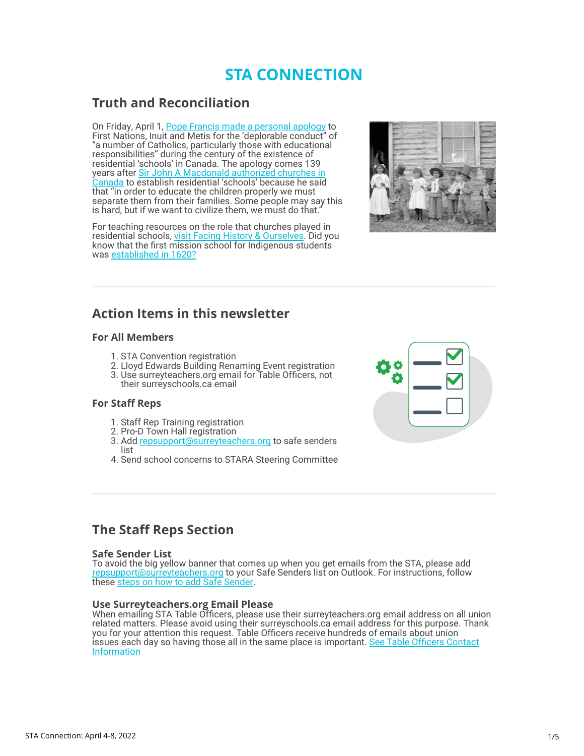# STA CONNECTION

## Truth and Reconciliation

On Friday, April 1, Pope Francis made a personal apology to First Nations, Inuit and Metis for the 'deplorable conduct" of "a number of Catholics, particularly those with educational responsibilities" during the century of the existence of residential 'schools' in Canada. The apology comes 139 years after Sir John A Macdonald authorized churches in Canada to establish residential 'schools' because he said that "in order to educate the children properly we must separate them from their families. Some people may say this is hard, but if we want to civilize them, we must do that."

For teaching resources on the role that churches played in residential schools, visit Facing History & Ourselves. Did you know that the first mission school for Indigenous students was established in 1620?

## Action Items in this newsletter

### For All Members

1. STA Convention registration
2. Lloyd Edwards Building Renaming Event registration
3. Use surreyteachers.org email for Table Officers, not their surreyschools.ca email

### For Staff Reps

1. Staff Rep Training registration
2. Pro-D Town Hall registration
3. Add repsupport@surreyteachers.org to safe senders list
4. Send school concerns to STARA Steering Committee

## The Staff Reps Section

### Safe Sender List

To avoid the big yellow banner that comes up when you get emails from the STA, please add repsupport@surreyteachers.org to your Safe Senders list on Outlook. For instructions, follow these steps on how to add Safe Sender.

### Use Surreyteachers.org Email Please

When emailing STA Table Officers, please use their surreyteachers.org email address on all union related matters. Please avoid using their surreyschools.ca email address for this purpose. Thank you for your attention this request. Table Officers receive hundreds of emails about union issues each day so having those all in the same place is important. See Table Officers Contact Information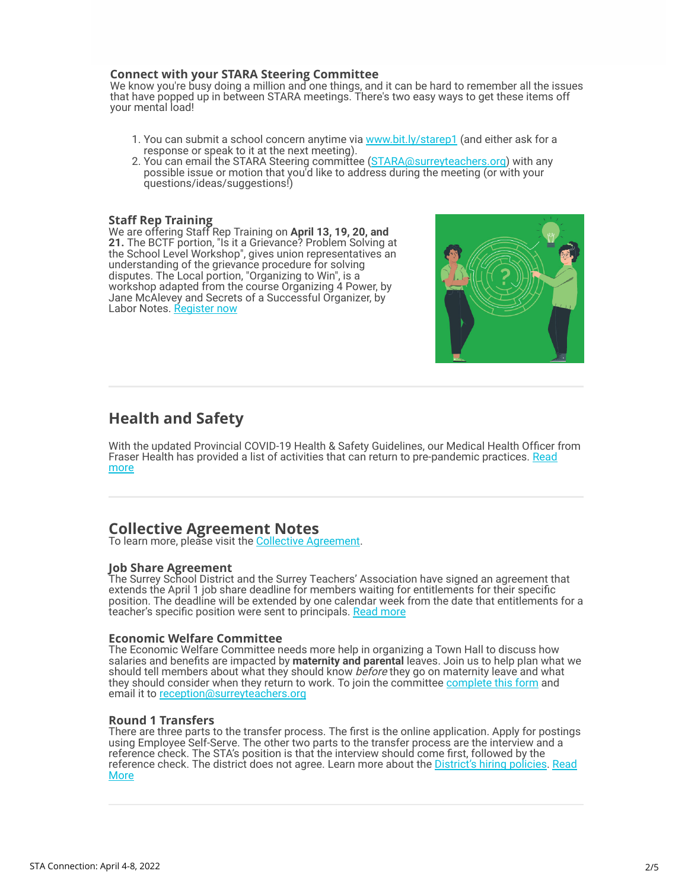### Connect with your STARA Steering Committee

We know you're busy doing a million and one things, and it can be hard to remember all the issues that have popped up in between STARA meetings. There's two easy ways to get these items off your mental load!

1. You can submit a school concern anytime via www.bit.ly/starep1 (and either ask for a response or speak to it at the next meeting).
2. You can email the STARA Steering committee (STARA@surreyteachers.org) with any possible issue or motion that you'd like to address during the meeting (or with your questions/ideas/suggestions!)

### Staff Rep Training

We are offering Staff Rep Training on **April 13, 19, 20, and 21.** The BCTF portion, "Is it a Grievance? Problem Solving at the School Level Workshop", gives union representatives an understanding of the grievance procedure for solving disputes. The Local portion, "Organizing to Win", is a workshop adapted from the course Organizing 4 Power, by Jane McAlevey and Secrets of a Successful Organizer, by Labor Notes. Register now

## Health and Safety

With the updated Provincial COVID-19 Health & Safety Guidelines, our Medical Health Officer from Fraser Health has provided a list of activities that can return to pre-pandemic practices. Read more

## Collective Agreement Notes

To learn more, please visit the Collective Agreement.

### Job Share Agreement

The Surrey School District and the Surrey Teachers' Association have signed an agreement that extends the April 1 job share deadline for members waiting for entitlements for their specific position. The deadline will be extended by one calendar week from the date that entitlements for a teacher's specific position were sent to principals. Read more

### Economic Welfare Committee

The Economic Welfare Committee needs more help in organizing a Town Hall to discuss how salaries and benefits are impacted by **maternity and parental** leaves. Join us to help plan what we should tell members about what they should know *before* they go on maternity leave and what they should consider when they return to work. To join the committee complete this form and email it to reception@surreyteachers.org

### Round 1 Transfers

There are three parts to the transfer process. The first is the online application. Apply for postings using Employee Self-Serve. The other two parts to the transfer process are the interview and a reference check. The STA's position is that the interview should come first, followed by the reference check. The district does not agree. Learn more about the District's hiring policies. Read More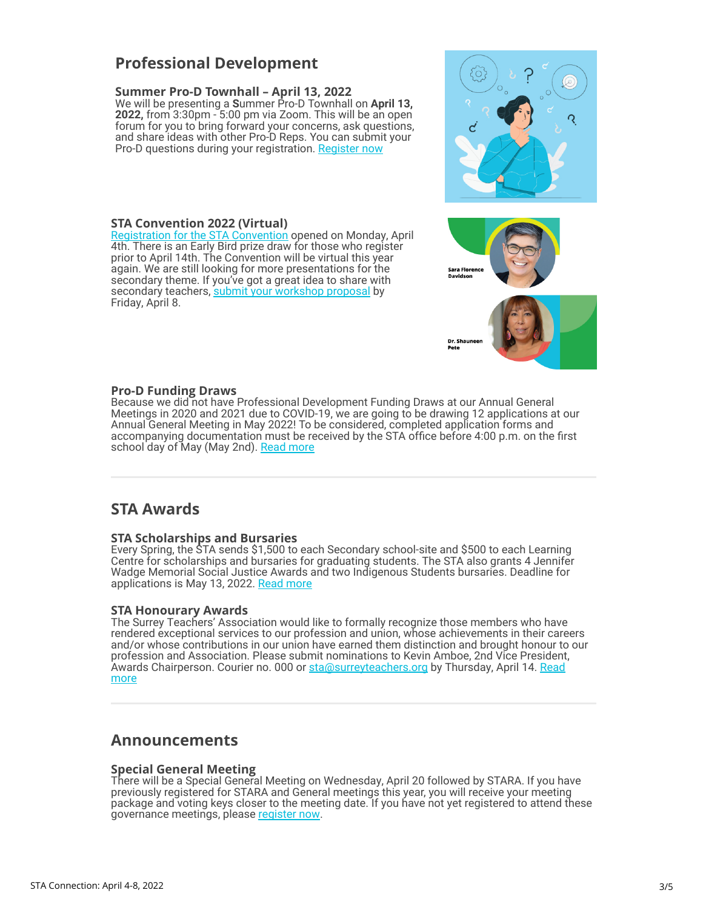## Professional Development

### Summer Pro-D Townhall – April 13, 2022

We will be presenting a **S**ummer Pro-D Townhall on **April 13, 2022,** from 3:30pm - 5:00 pm via Zoom. This will be an open forum for you to bring forward your concerns, ask questions, and share ideas with other Pro-D Reps. You can submit your Pro-D questions during your registration. Register now

### STA Convention 2022 (Virtual)

Registration for the STA Convention opened on Monday, April 4th. There is an Early Bird prize draw for those who register prior to April 14th. The Convention will be virtual this year again. We are still looking for more presentations for the secondary theme. If you've got a great idea to share with secondary teachers, submit your workshop proposal by Friday, April 8.

### Pro-D Funding Draws

Because we did not have Professional Development Funding Draws at our Annual General Meetings in 2020 and 2021 due to COVID-19, we are going to be drawing 12 applications at our Annual General Meeting in May 2022! To be considered, completed application forms and accompanying documentation must be received by the STA office before 4:00 p.m. on the first school day of May (May 2nd). Read more

---

## STA Awards

### STA Scholarships and Bursaries

Every Spring, the STA sends $1,500 to each Secondary school-site and $500 to each Learning Centre for scholarships and bursaries for graduating students. The STA also grants 4 Jennifer Wadge Memorial Social Justice Awards and two Indigenous Students bursaries. Deadline for applications is May 13, 2022. Read more

### STA Honourary Awards

The Surrey Teachers' Association would like to formally recognize those members who have rendered exceptional services to our profession and union, whose achievements in their careers and/or whose contributions in our union have earned them distinction and brought honour to our profession and Association. Please submit nominations to Kevin Amboe, 2nd Vice President, Awards Chairperson. Courier no. 000 or sta@surreyteachers.org by Thursday, April 14. Read more

---

## Announcements

### Special General Meeting

There will be a Special General Meeting on Wednesday, April 20 followed by STARA. If you have previously registered for STARA and General meetings this year, you will receive your meeting package and voting keys closer to the meeting date. If you have not yet registered to attend these governance meetings, please register now.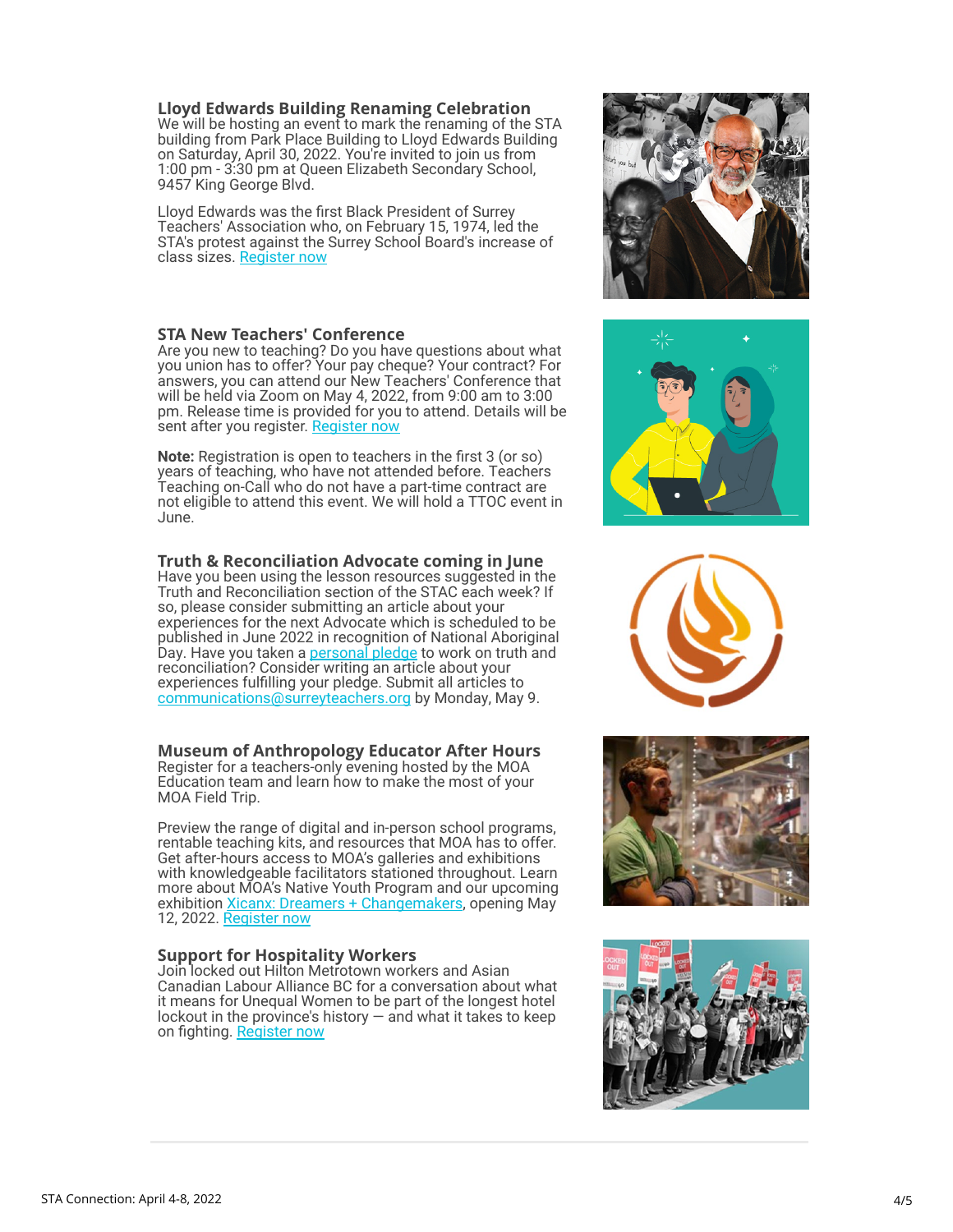### Lloyd Edwards Building Renaming Celebration

We will be hosting an event to mark the renaming of the STA building from Park Place Building to Lloyd Edwards Building on Saturday, April 30, 2022. You're invited to join us from 1:00 pm - 3:30 pm at Queen Elizabeth Secondary School, 9457 King George Blvd.

Lloyd Edwards was the first Black President of Surrey Teachers' Association who, on February 15, 1974, led the STA's protest against the Surrey School Board's increase of class sizes. Register now

### STA New Teachers' Conference

Are you new to teaching? Do you have questions about what you union has to offer? Your pay cheque? Your contract? For answers, you can attend our New Teachers' Conference that will be held via Zoom on May 4, 2022, from 9:00 am to 3:00 pm. Release time is provided for you to attend. Details will be sent after you register. Register now

**Note:** Registration is open to teachers in the first 3 (or so) years of teaching, who have not attended before. Teachers Teaching on-Call who do not have a part-time contract are not eligible to attend this event. We will hold a TTOC event in June.

### Truth & Reconciliation Advocate coming in June

Have you been using the lesson resources suggested in the Truth and Reconciliation section of the STAC each week? If so, please consider submitting an article about your experiences for the next Advocate which is scheduled to be published in June 2022 in recognition of National Aboriginal Day. Have you taken a personal pledge to work on truth and reconciliation? Consider writing an article about your experiences fulfilling your pledge. Submit all articles to communications@surreyteachers.org by Monday, May 9.

### Museum of Anthropology Educator After Hours

Register for a teachers-only evening hosted by the MOA Education team and learn how to make the most of your MOA Field Trip.

Preview the range of digital and in-person school programs, rentable teaching kits, and resources that MOA has to offer. Get after-hours access to MOA's galleries and exhibitions with knowledgeable facilitators stationed throughout. Learn more about MOA's Native Youth Program and our upcoming exhibition Xicanx: Dreamers + Changemakers, opening May 12, 2022. Register now

### Support for Hospitality Workers

Join locked out Hilton Metrotown workers and Asian Canadian Labour Alliance BC for a conversation about what it means for Unequal Women to be part of the longest hotel lockout in the province's history — and what it takes to keep on fighting. Register now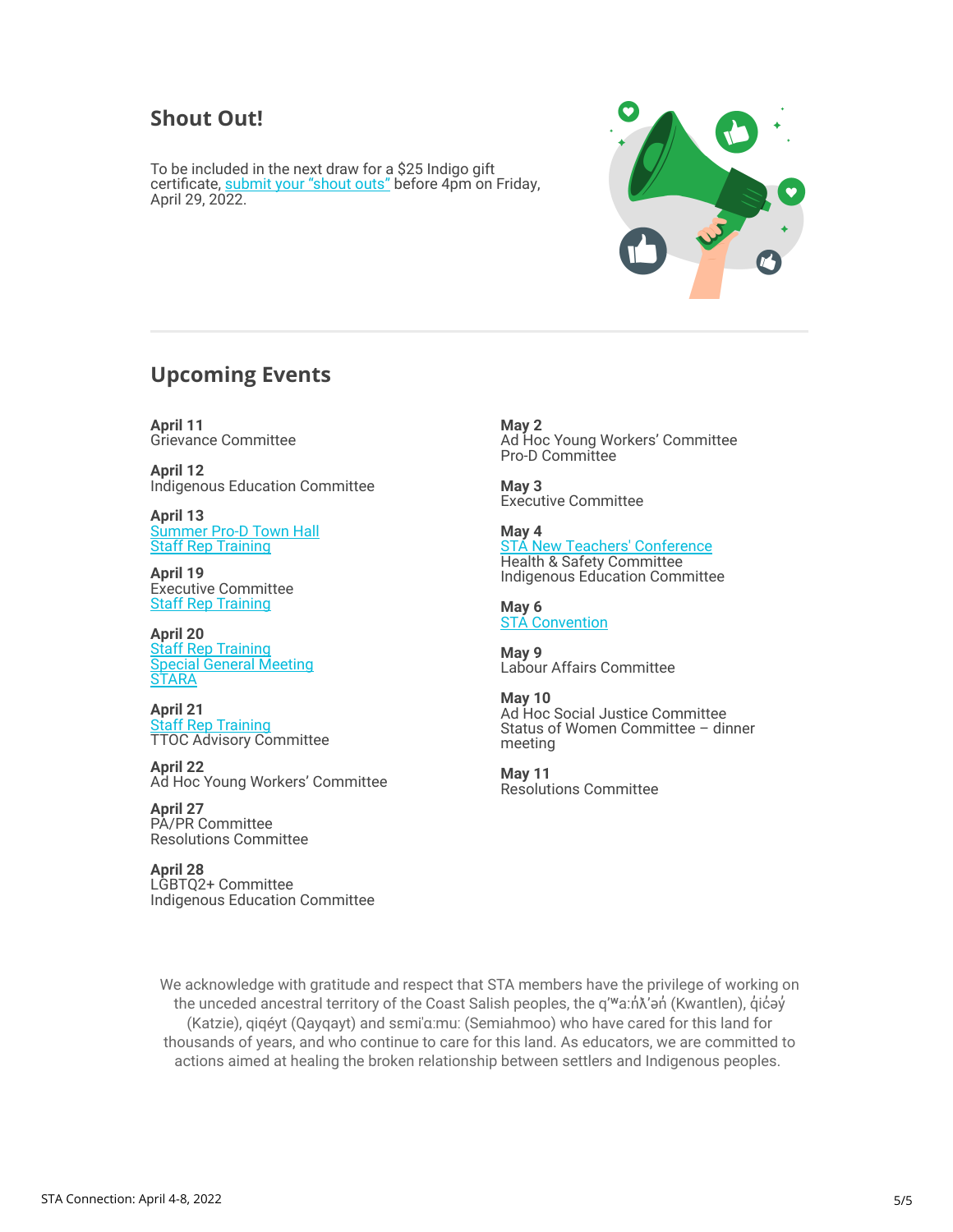## Shout Out!

To be included in the next draw for a $25 Indigo gift certificate, submit your "shout outs" before 4pm on Friday, April 29, 2022.

## Upcoming Events

**April 11**
Grievance Committee

**April 12**
Indigenous Education Committee

**April 13**
Summer Pro-D Town Hall
Staff Rep Training

**April 19**
Executive Committee
Staff Rep Training

**April 20**
Staff Rep Training
Special General Meeting
STARA

**April 21**
Staff Rep Training
TTOC Advisory Committee

**April 22**
Ad Hoc Young Workers' Committee

**April 27**
PA/PR Committee
Resolutions Committee

**April 28**
LGBTQ2+ Committee
Indigenous Education Committee

**May 2**
Ad Hoc Young Workers' Committee
Pro-D Committee

**May 3**
Executive Committee

**May 4**
STA New Teachers' Conference
Health & Safety Committee
Indigenous Education Committee

**May 6**
STA Convention

**May 9**
Labour Affairs Committee

**May 10**
Ad Hoc Social Justice Committee
Status of Women Committee – dinner meeting

**May 11**
Resolutions Committee

We acknowledge with gratitude and respect that STA members have the privilege of working on the unceded ancestral territory of the Coast Salish peoples, the q'ʷa:n̓ƛ̓'ən̓ (Kwantlen), q̓ic̓əy̓ (Katzie), qiqéyt (Qayqayt) and sɛmi'ɑ:mu: (Semiahmoo) who have cared for this land for thousands of years, and who continue to care for this land. As educators, we are committed to actions aimed at healing the broken relationship between settlers and Indigenous peoples.